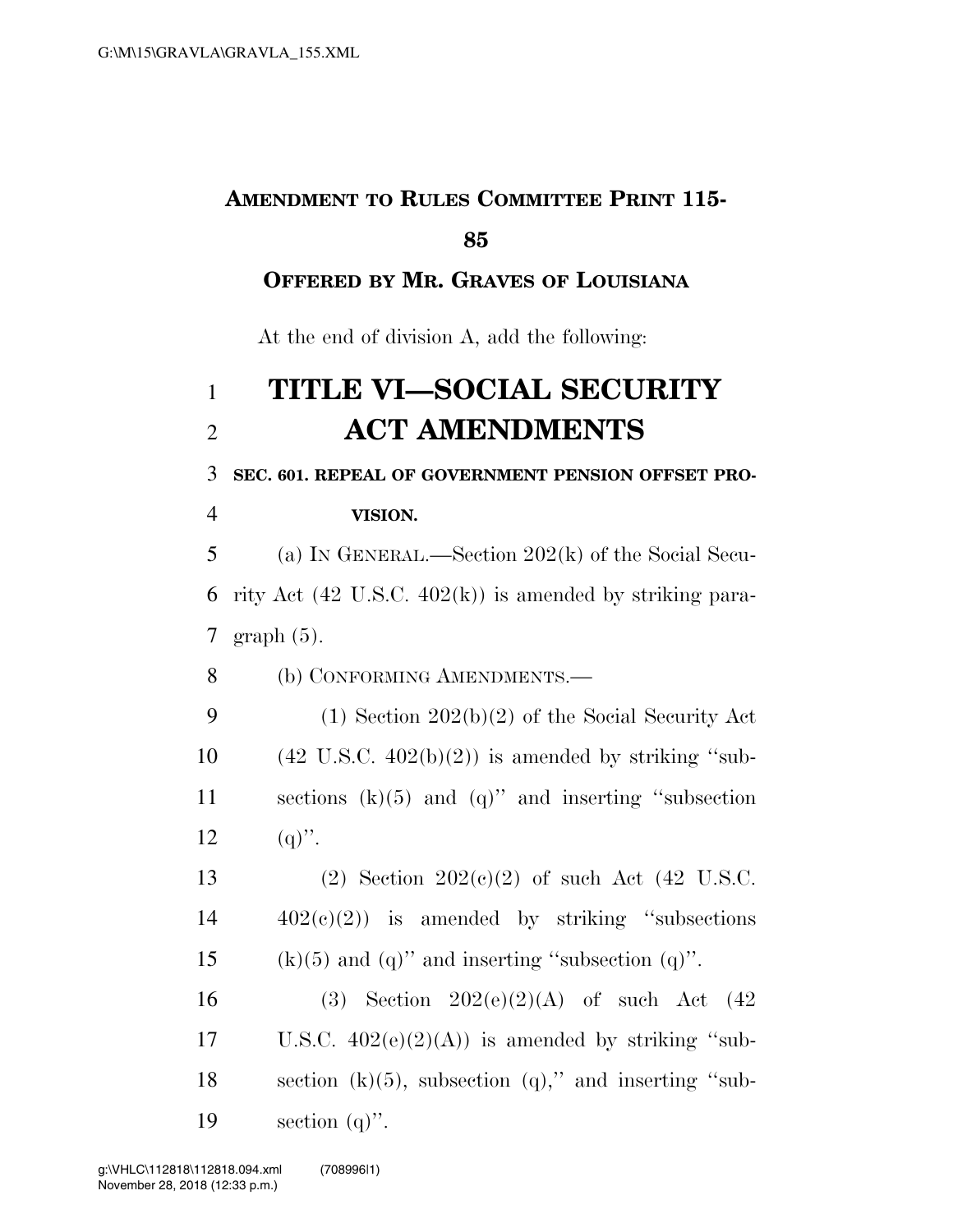**AMENDMENT TO RULES COMMITTEE PRINT 115-85**

**OFFERED BY MR. GRAVES OF LOUISIANA**

At the end of division A, add the following:

# TITLE VI—SOCIAL SECURITY ACT AMENDMENTS

**SEC. 601. REPEAL OF GOVERNMENT PENSION OFFSET PROVISION.**

(a) IN GENERAL.—Section 202(k) of the Social Security Act (42 U.S.C. 402(k)) is amended by striking paragraph (5).

(b) CONFORMING AMENDMENTS.—

(1) Section 202(b)(2) of the Social Security Act (42 U.S.C. 402(b)(2)) is amended by striking ''subsections (k)(5) and (q)'' and inserting ''subsection (q)''.

(2) Section 202(c)(2) of such Act (42 U.S.C. 402(c)(2)) is amended by striking ''subsections (k)(5) and (q)'' and inserting ''subsection (q)''.

(3) Section 202(e)(2)(A) of such Act (42 U.S.C. 402(e)(2)(A)) is amended by striking ''subsection (k)(5), subsection (q),'' and inserting ''subsection (q)''.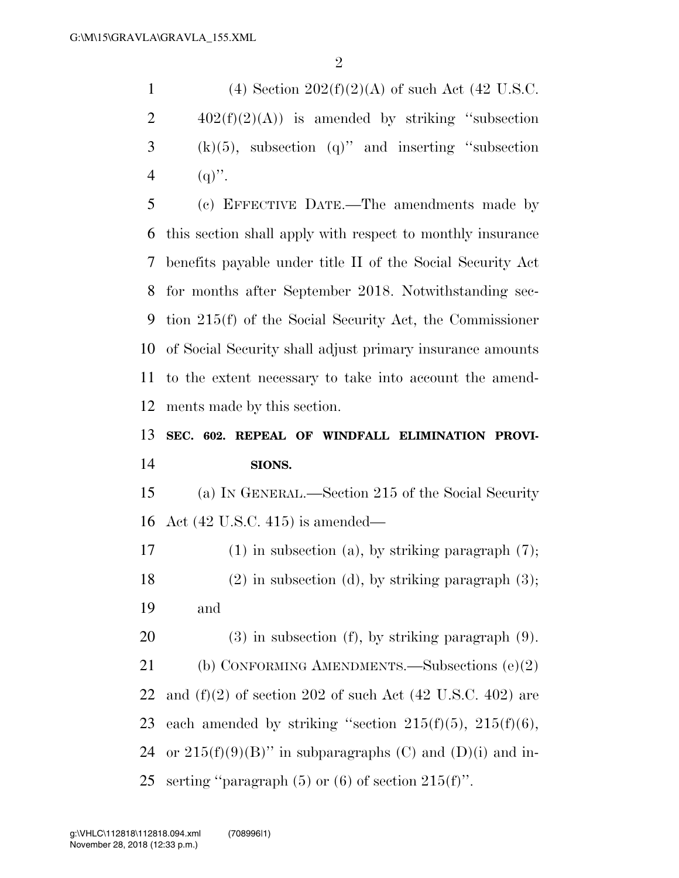(4) Section 202(f)(2)(A) of such Act (42 U.S.C. 402(f)(2)(A)) is amended by striking "subsection (k)(5), subsection (q)" and inserting "subsection (q)".

(c) EFFECTIVE DATE.—The amendments made by this section shall apply with respect to monthly insurance benefits payable under title II of the Social Security Act for months after September 2018. Notwithstanding section 215(f) of the Social Security Act, the Commissioner of Social Security shall adjust primary insurance amounts to the extent necessary to take into account the amendments made by this section.

**SEC. 602. REPEAL OF WINDFALL ELIMINATION PROVISIONS.**

(a) IN GENERAL.—Section 215 of the Social Security Act (42 U.S.C. 415) is amended—

(1) in subsection (a), by striking paragraph (7);

(2) in subsection (d), by striking paragraph (3); and

(3) in subsection (f), by striking paragraph (9).

(b) CONFORMING AMENDMENTS.—Subsections (e)(2) and (f)(2) of section 202 of such Act (42 U.S.C. 402) are each amended by striking "section 215(f)(5), 215(f)(6), or 215(f)(9)(B)" in subparagraphs (C) and (D)(i) and inserting "paragraph (5) or (6) of section 215(f)".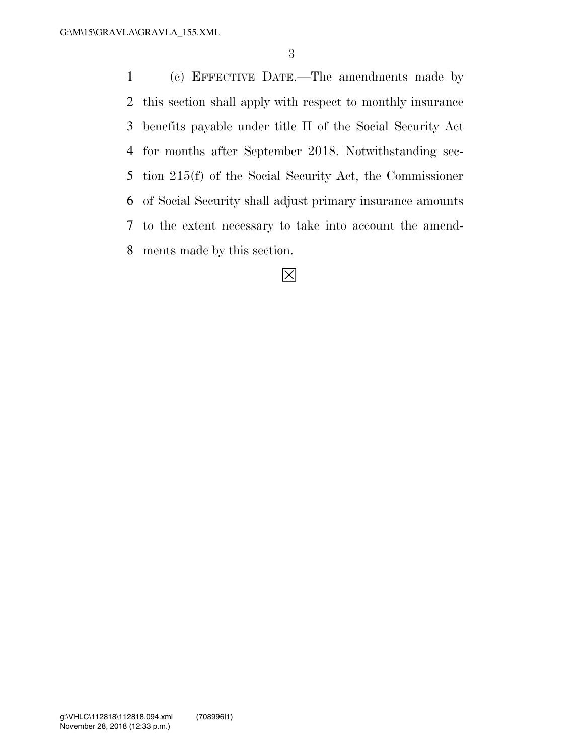(c) EFFECTIVE DATE.—The amendments made by this section shall apply with respect to monthly insurance benefits payable under title II of the Social Security Act for months after September 2018. Notwithstanding section 215(f) of the Social Security Act, the Commissioner of Social Security shall adjust primary insurance amounts to the extent necessary to take into account the amendments made by this section.